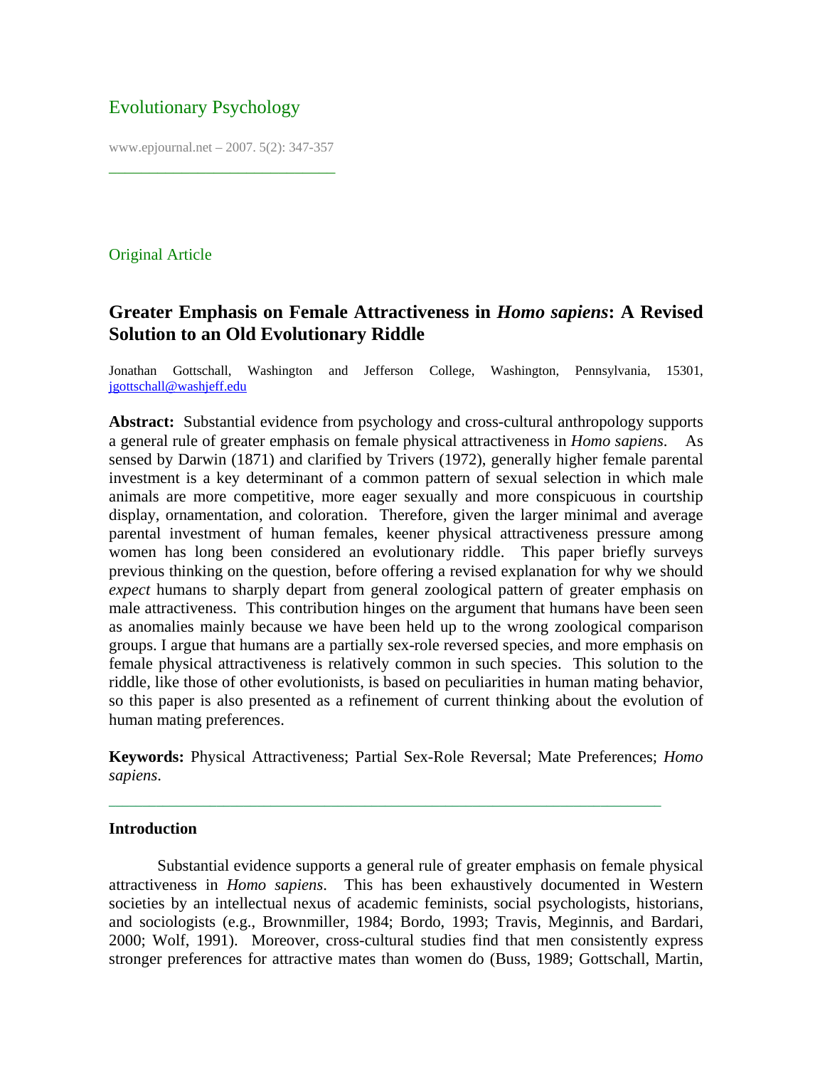Evolutionary Psychology

Original Article

# Greater Emphasis on Female Attractiveness in *Homo sapiens*: A Revised Solution to an Old Evolutionary Riddle

Jonathan Gottschall, Washington and Jefferson College, Washington, Pennsylvania, 15301, jgottschall@washjeff.edu

**Abstract:** Substantial evidence from psychology and cross-cultural anthropology supports a general rule of greater emphasis on female physical attractiveness in *Homo sapiens*. As sensed by Darwin (1871) and clarified by Trivers (1972), generally higher female parental investment is a key determinant of a common pattern of sexual selection in which male animals are more competitive, more eager sexually and more conspicuous in courtship display, ornamentation, and coloration. Therefore, given the larger minimal and average parental investment of human females, keener physical attractiveness pressure among women has long been considered an evolutionary riddle. This paper briefly surveys previous thinking on the question, before offering a revised explanation for why we should *expect* humans to sharply depart from general zoological pattern of greater emphasis on male attractiveness. This contribution hinges on the argument that humans have been seen as anomalies mainly because we have been held up to the wrong zoological comparison groups. I argue that humans are a partially sex-role reversed species, and more emphasis on female physical attractiveness is relatively common in such species. This solution to the riddle, like those of other evolutionists, is based on peculiarities in human mating behavior, so this paper is also presented as a refinement of current thinking about the evolution of human mating preferences.

**Keywords:** Physical Attractiveness; Partial Sex-Role Reversal; Mate Preferences; *Homo sapiens*.

## Introduction

Substantial evidence supports a general rule of greater emphasis on female physical attractiveness in *Homo sapiens*. This has been exhaustively documented in Western societies by an intellectual nexus of academic feminists, social psychologists, historians, and sociologists (e.g., Brownmiller, 1984; Bordo, 1993; Travis, Meginnis, and Bardari, 2000; Wolf, 1991). Moreover, cross-cultural studies find that men consistently express stronger preferences for attractive mates than women do (Buss, 1989; Gottschall, Martin,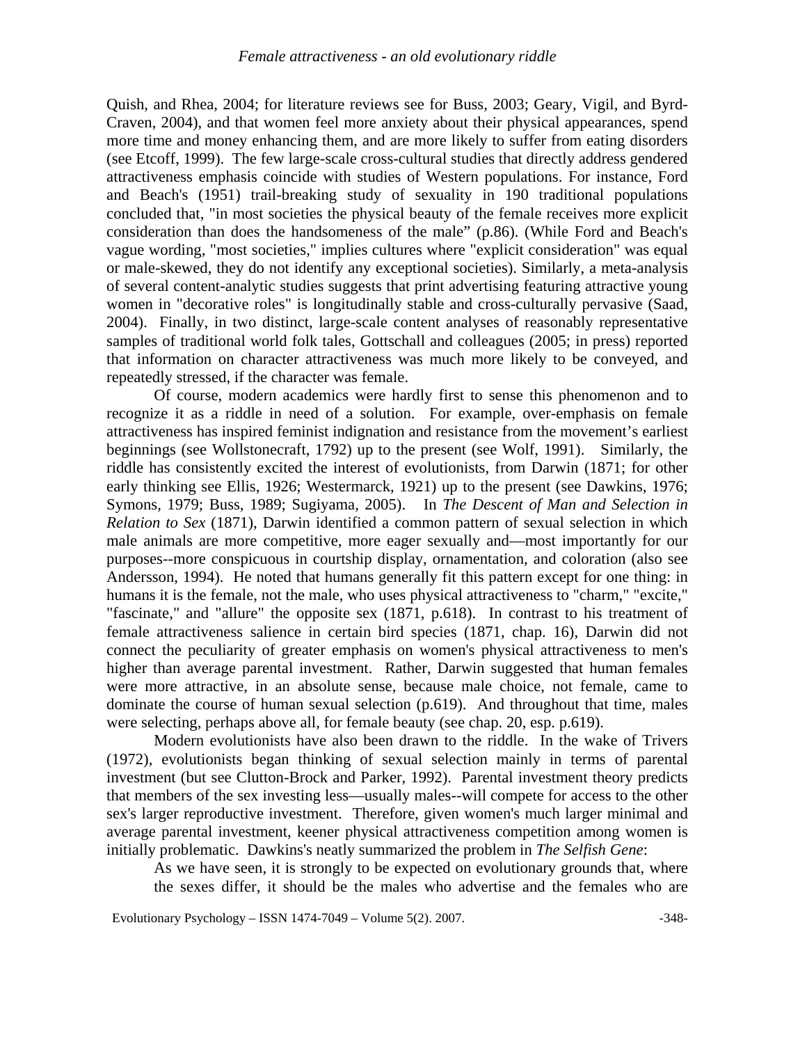Quish, and Rhea, 2004; for literature reviews see for Buss, 2003; Geary, Vigil, and Byrd-Craven, 2004), and that women feel more anxiety about their physical appearances, spend more time and money enhancing them, and are more likely to suffer from eating disorders (see Etcoff, 1999). The few large-scale cross-cultural studies that directly address gendered attractiveness emphasis coincide with studies of Western populations. For instance, Ford and Beach's (1951) trail-breaking study of sexuality in 190 traditional populations concluded that, "in most societies the physical beauty of the female receives more explicit consideration than does the handsomeness of the male" (p.86). (While Ford and Beach's vague wording, "most societies," implies cultures where "explicit consideration" was equal or male-skewed, they do not identify any exceptional societies). Similarly, a meta-analysis of several content-analytic studies suggests that print advertising featuring attractive young women in "decorative roles" is longitudinally stable and cross-culturally pervasive (Saad, 2004). Finally, in two distinct, large-scale content analyses of reasonably representative samples of traditional world folk tales, Gottschall and colleagues (2005; in press) reported that information on character attractiveness was much more likely to be conveyed, and repeatedly stressed, if the character was female.

Of course, modern academics were hardly first to sense this phenomenon and to recognize it as a riddle in need of a solution. For example, over-emphasis on female attractiveness has inspired feminist indignation and resistance from the movement's earliest beginnings (see Wollstonecraft, 1792) up to the present (see Wolf, 1991). Similarly, the riddle has consistently excited the interest of evolutionists, from Darwin (1871; for other early thinking see Ellis, 1926; Westermarck, 1921) up to the present (see Dawkins, 1976; Symons, 1979; Buss, 1989; Sugiyama, 2005). In *The Descent of Man and Selection in Relation to Sex* (1871), Darwin identified a common pattern of sexual selection in which male animals are more competitive, more eager sexually and—most importantly for our purposes--more conspicuous in courtship display, ornamentation, and coloration (also see Andersson, 1994). He noted that humans generally fit this pattern except for one thing: in humans it is the female, not the male, who uses physical attractiveness to "charm," "excite," "fascinate," and "allure" the opposite sex (1871, p.618). In contrast to his treatment of female attractiveness salience in certain bird species (1871, chap. 16), Darwin did not connect the peculiarity of greater emphasis on women's physical attractiveness to men's higher than average parental investment. Rather, Darwin suggested that human females were more attractive, in an absolute sense, because male choice, not female, came to dominate the course of human sexual selection (p.619). And throughout that time, males were selecting, perhaps above all, for female beauty (see chap. 20, esp. p.619).

Modern evolutionists have also been drawn to the riddle. In the wake of Trivers (1972), evolutionists began thinking of sexual selection mainly in terms of parental investment (but see Clutton-Brock and Parker, 1992). Parental investment theory predicts that members of the sex investing less—usually males--will compete for access to the other sex's larger reproductive investment. Therefore, given women's much larger minimal and average parental investment, keener physical attractiveness competition among women is initially problematic. Dawkins's neatly summarized the problem in *The Selfish Gene*:

> As we have seen, it is strongly to be expected on evolutionary grounds that, where the sexes differ, it should be the males who advertise and the females who are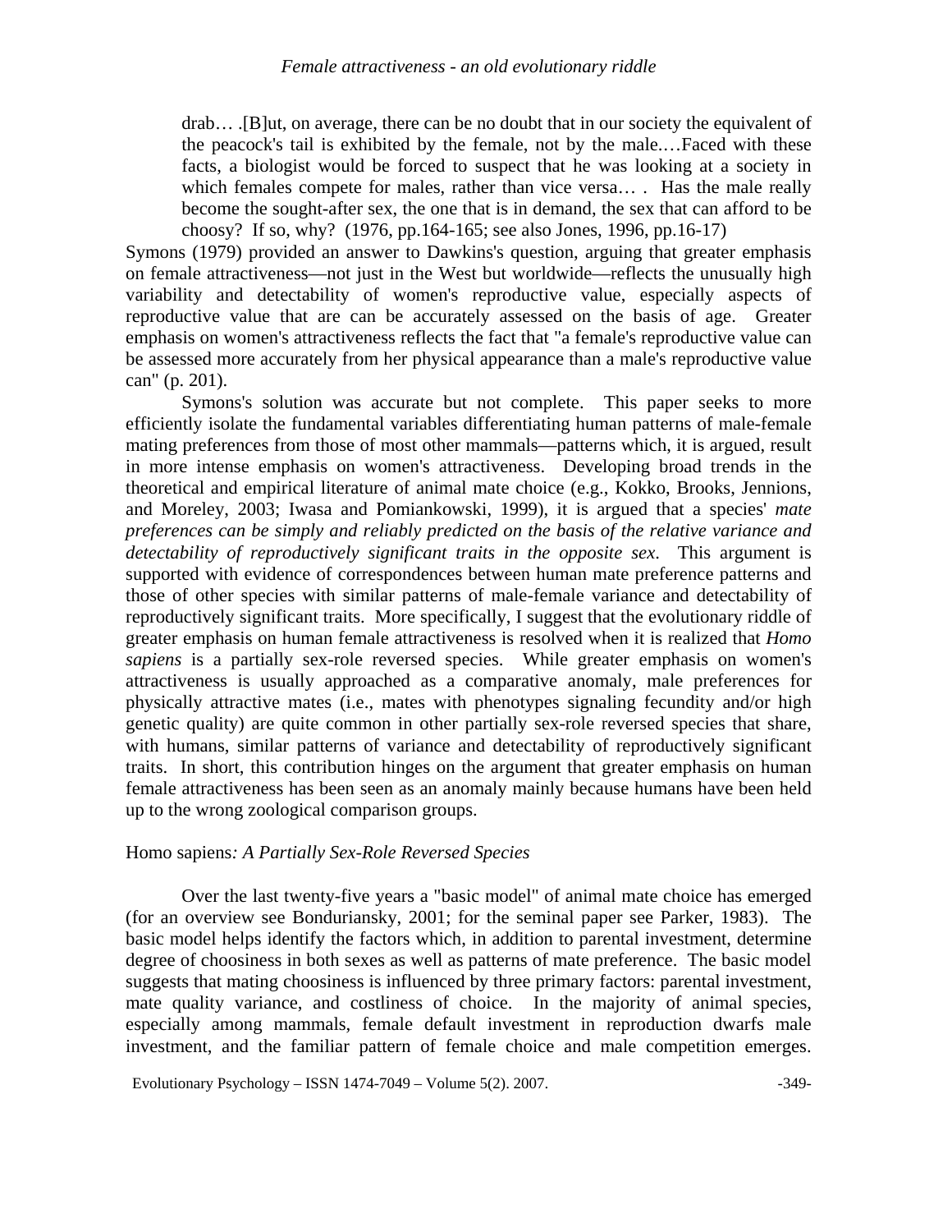> drab… .[B]ut, on average, there can be no doubt that in our society the equivalent of the peacock's tail is exhibited by the female, not by the male.…Faced with these facts, a biologist would be forced to suspect that he was looking at a society in which females compete for males, rather than vice versa… . Has the male really become the sought-after sex, the one that is in demand, the sex that can afford to be choosy? If so, why? (1976, pp.164-165; see also Jones, 1996, pp.16-17)

Symons (1979) provided an answer to Dawkins's question, arguing that greater emphasis on female attractiveness—not just in the West but worldwide—reflects the unusually high variability and detectability of women's reproductive value, especially aspects of reproductive value that are can be accurately assessed on the basis of age. Greater emphasis on women's attractiveness reflects the fact that "a female's reproductive value can be assessed more accurately from her physical appearance than a male's reproductive value can" (p. 201).

Symons's solution was accurate but not complete. This paper seeks to more efficiently isolate the fundamental variables differentiating human patterns of male-female mating preferences from those of most other mammals—patterns which, it is argued, result in more intense emphasis on women's attractiveness. Developing broad trends in the theoretical and empirical literature of animal mate choice (e.g., Kokko, Brooks, Jennions, and Moreley, 2003; Iwasa and Pomiankowski, 1999), it is argued that a species' *mate preferences can be simply and reliably predicted on the basis of the relative variance and detectability of reproductively significant traits in the opposite sex*. This argument is supported with evidence of correspondences between human mate preference patterns and those of other species with similar patterns of male-female variance and detectability of reproductively significant traits. More specifically, I suggest that the evolutionary riddle of greater emphasis on human female attractiveness is resolved when it is realized that *Homo sapiens* is a partially sex-role reversed species. While greater emphasis on women's attractiveness is usually approached as a comparative anomaly, male preferences for physically attractive mates (i.e., mates with phenotypes signaling fecundity and/or high genetic quality) are quite common in other partially sex-role reversed species that share, with humans, similar patterns of variance and detectability of reproductively significant traits. In short, this contribution hinges on the argument that greater emphasis on human female attractiveness has been seen as an anomaly mainly because humans have been held up to the wrong zoological comparison groups.

## Homo sapiens*: A Partially Sex-Role Reversed Species*

Over the last twenty-five years a "basic model" of animal mate choice has emerged (for an overview see Bonduriansky, 2001; for the seminal paper see Parker, 1983). The basic model helps identify the factors which, in addition to parental investment, determine degree of choosiness in both sexes as well as patterns of mate preference. The basic model suggests that mating choosiness is influenced by three primary factors: parental investment, mate quality variance, and costliness of choice. In the majority of animal species, especially among mammals, female default investment in reproduction dwarfs male investment, and the familiar pattern of female choice and male competition emerges.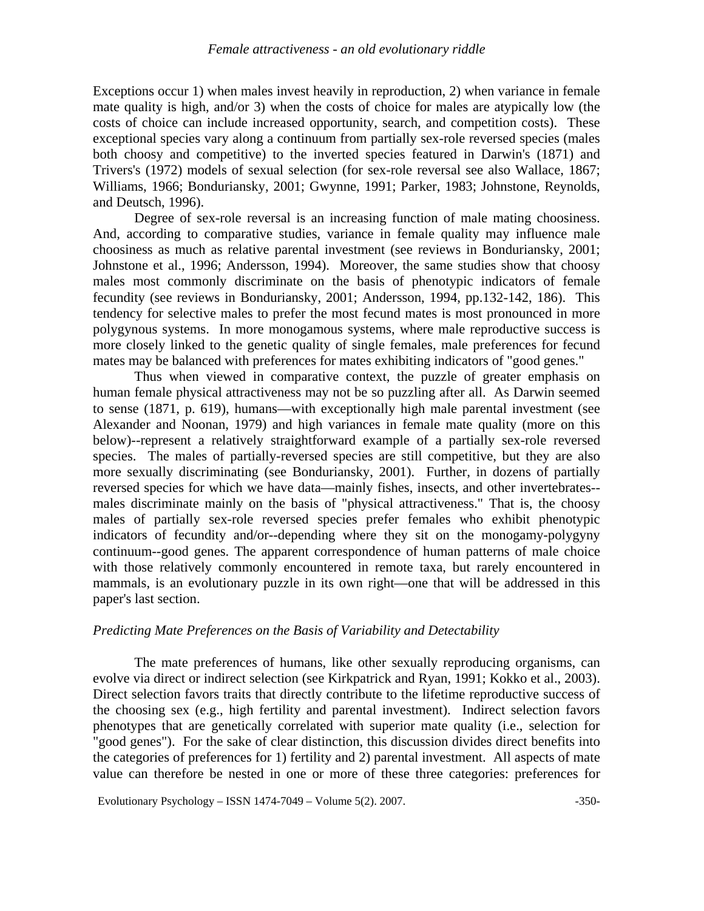Exceptions occur 1) when males invest heavily in reproduction, 2) when variance in female mate quality is high, and/or 3) when the costs of choice for males are atypically low (the costs of choice can include increased opportunity, search, and competition costs). These exceptional species vary along a continuum from partially sex-role reversed species (males both choosy and competitive) to the inverted species featured in Darwin's (1871) and Trivers's (1972) models of sexual selection (for sex-role reversal see also Wallace, 1867; Williams, 1966; Bonduriansky, 2001; Gwynne, 1991; Parker, 1983; Johnstone, Reynolds, and Deutsch, 1996).

Degree of sex-role reversal is an increasing function of male mating choosiness. And, according to comparative studies, variance in female quality may influence male choosiness as much as relative parental investment (see reviews in Bonduriansky, 2001; Johnstone et al., 1996; Andersson, 1994). Moreover, the same studies show that choosy males most commonly discriminate on the basis of phenotypic indicators of female fecundity (see reviews in Bonduriansky, 2001; Andersson, 1994, pp.132-142, 186). This tendency for selective males to prefer the most fecund mates is most pronounced in more polygynous systems. In more monogamous systems, where male reproductive success is more closely linked to the genetic quality of single females, male preferences for fecund mates may be balanced with preferences for mates exhibiting indicators of "good genes."

Thus when viewed in comparative context, the puzzle of greater emphasis on human female physical attractiveness may not be so puzzling after all. As Darwin seemed to sense (1871, p. 619), humans—with exceptionally high male parental investment (see Alexander and Noonan, 1979) and high variances in female mate quality (more on this below)--represent a relatively straightforward example of a partially sex-role reversed species. The males of partially-reversed species are still competitive, but they are also more sexually discriminating (see Bonduriansky, 2001). Further, in dozens of partially reversed species for which we have data—mainly fishes, insects, and other invertebrates--males discriminate mainly on the basis of "physical attractiveness." That is, the choosy males of partially sex-role reversed species prefer females who exhibit phenotypic indicators of fecundity and/or--depending where they sit on the monogamy-polygyny continuum--good genes. The apparent correspondence of human patterns of male choice with those relatively commonly encountered in remote taxa, but rarely encountered in mammals, is an evolutionary puzzle in its own right—one that will be addressed in this paper's last section.

### *Predicting Mate Preferences on the Basis of Variability and Detectability*

The mate preferences of humans, like other sexually reproducing organisms, can evolve via direct or indirect selection (see Kirkpatrick and Ryan, 1991; Kokko et al., 2003). Direct selection favors traits that directly contribute to the lifetime reproductive success of the choosing sex (e.g., high fertility and parental investment). Indirect selection favors phenotypes that are genetically correlated with superior mate quality (i.e., selection for "good genes"). For the sake of clear distinction, this discussion divides direct benefits into the categories of preferences for 1) fertility and 2) parental investment. All aspects of mate value can therefore be nested in one or more of these three categories: preferences for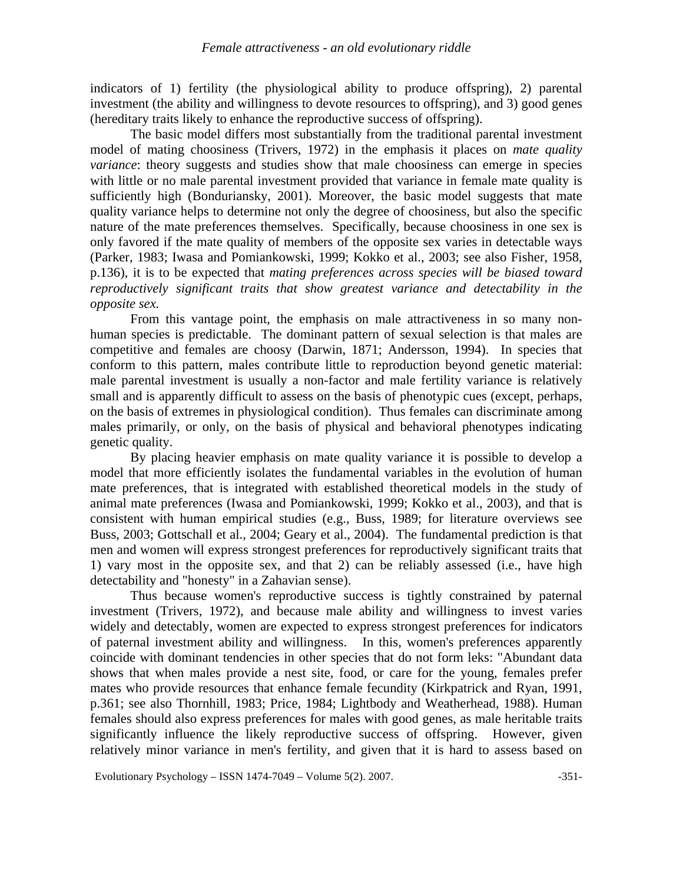indicators of 1) fertility (the physiological ability to produce offspring), 2) parental investment (the ability and willingness to devote resources to offspring), and 3) good genes (hereditary traits likely to enhance the reproductive success of offspring).

The basic model differs most substantially from the traditional parental investment model of mating choosiness (Trivers, 1972) in the emphasis it places on *mate quality variance*: theory suggests and studies show that male choosiness can emerge in species with little or no male parental investment provided that variance in female mate quality is sufficiently high (Bonduriansky, 2001). Moreover, the basic model suggests that mate quality variance helps to determine not only the degree of choosiness, but also the specific nature of the mate preferences themselves. Specifically, because choosiness in one sex is only favored if the mate quality of members of the opposite sex varies in detectable ways (Parker, 1983; Iwasa and Pomiankowski, 1999; Kokko et al., 2003; see also Fisher, 1958, p.136), it is to be expected that *mating preferences across species will be biased toward reproductively significant traits that show greatest variance and detectability in the opposite sex.*

From this vantage point, the emphasis on male attractiveness in so many non-human species is predictable. The dominant pattern of sexual selection is that males are competitive and females are choosy (Darwin, 1871; Andersson, 1994). In species that conform to this pattern, males contribute little to reproduction beyond genetic material: male parental investment is usually a non-factor and male fertility variance is relatively small and is apparently difficult to assess on the basis of phenotypic cues (except, perhaps, on the basis of extremes in physiological condition). Thus females can discriminate among males primarily, or only, on the basis of physical and behavioral phenotypes indicating genetic quality.

By placing heavier emphasis on mate quality variance it is possible to develop a model that more efficiently isolates the fundamental variables in the evolution of human mate preferences, that is integrated with established theoretical models in the study of animal mate preferences (Iwasa and Pomiankowski, 1999; Kokko et al., 2003), and that is consistent with human empirical studies (e.g., Buss, 1989; for literature overviews see Buss, 2003; Gottschall et al., 2004; Geary et al., 2004). The fundamental prediction is that men and women will express strongest preferences for reproductively significant traits that 1) vary most in the opposite sex, and that 2) can be reliably assessed (i.e., have high detectability and "honesty" in a Zahavian sense).

Thus because women's reproductive success is tightly constrained by paternal investment (Trivers, 1972), and because male ability and willingness to invest varies widely and detectably, women are expected to express strongest preferences for indicators of paternal investment ability and willingness. In this, women's preferences apparently coincide with dominant tendencies in other species that do not form leks: "Abundant data shows that when males provide a nest site, food, or care for the young, females prefer mates who provide resources that enhance female fecundity (Kirkpatrick and Ryan, 1991, p.361; see also Thornhill, 1983; Price, 1984; Lightbody and Weatherhead, 1988). Human females should also express preferences for males with good genes, as male heritable traits significantly influence the likely reproductive success of offspring. However, given relatively minor variance in men's fertility, and given that it is hard to assess based on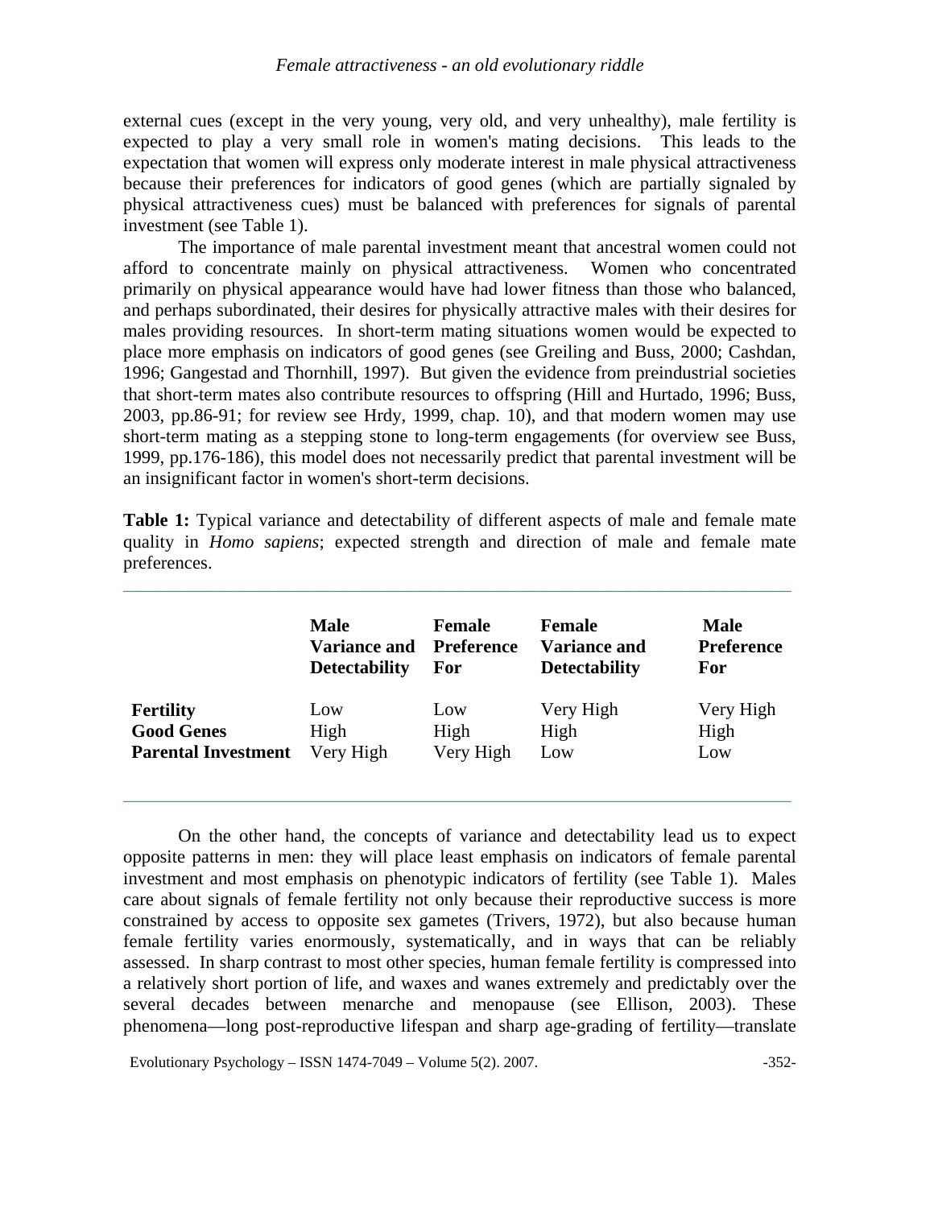external cues (except in the very young, very old, and very unhealthy), male fertility is expected to play a very small role in women's mating decisions. This leads to the expectation that women will express only moderate interest in male physical attractiveness because their preferences for indicators of good genes (which are partially signaled by physical attractiveness cues) must be balanced with preferences for signals of parental investment (see Table 1).

The importance of male parental investment meant that ancestral women could not afford to concentrate mainly on physical attractiveness. Women who concentrated primarily on physical appearance would have had lower fitness than those who balanced, and perhaps subordinated, their desires for physically attractive males with their desires for males providing resources. In short-term mating situations women would be expected to place more emphasis on indicators of good genes (see Greiling and Buss, 2000; Cashdan, 1996; Gangestad and Thornhill, 1997). But given the evidence from preindustrial societies that short-term mates also contribute resources to offspring (Hill and Hurtado, 1996; Buss, 2003, pp.86-91; for review see Hrdy, 1999, chap. 10), and that modern women may use short-term mating as a stepping stone to long-term engagements (for overview see Buss, 1999, pp.176-186), this model does not necessarily predict that parental investment will be an insignificant factor in women's short-term decisions.

**Table 1:** Typical variance and detectability of different aspects of male and female mate quality in *Homo sapiens*; expected strength and direction of male and female mate preferences.

| | Male Variance and Detectability | Female Preference For | Female Variance and Detectability | Male Preference For |
|---|---|---|---|---|
| **Fertility** | Low | Low | Very High | Very High |
| **Good Genes** | High | High | High | High |
| **Parental Investment** | Very High | Very High | Low | Low |

On the other hand, the concepts of variance and detectability lead us to expect opposite patterns in men: they will place least emphasis on indicators of female parental investment and most emphasis on phenotypic indicators of fertility (see Table 1). Males care about signals of female fertility not only because their reproductive success is more constrained by access to opposite sex gametes (Trivers, 1972), but also because human female fertility varies enormously, systematically, and in ways that can be reliably assessed. In sharp contrast to most other species, human female fertility is compressed into a relatively short portion of life, and waxes and wanes extremely and predictably over the several decades between menarche and menopause (see Ellison, 2003). These phenomena—long post-reproductive lifespan and sharp age-grading of fertility—translate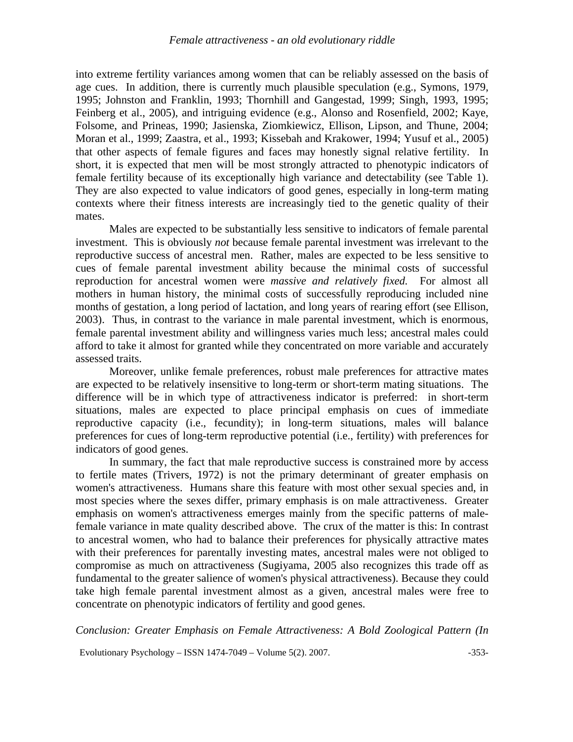into extreme fertility variances among women that can be reliably assessed on the basis of age cues. In addition, there is currently much plausible speculation (e.g., Symons, 1979, 1995; Johnston and Franklin, 1993; Thornhill and Gangestad, 1999; Singh, 1993, 1995; Feinberg et al., 2005), and intriguing evidence (e.g., Alonso and Rosenfield, 2002; Kaye, Folsome, and Prineas, 1990; Jasienska, Ziomkiewicz, Ellison, Lipson, and Thune, 2004; Moran et al., 1999; Zaastra, et al., 1993; Kissebah and Krakower, 1994; Yusuf et al., 2005) that other aspects of female figures and faces may honestly signal relative fertility. In short, it is expected that men will be most strongly attracted to phenotypic indicators of female fertility because of its exceptionally high variance and detectability (see Table 1). They are also expected to value indicators of good genes, especially in long-term mating contexts where their fitness interests are increasingly tied to the genetic quality of their mates.

Males are expected to be substantially less sensitive to indicators of female parental investment. This is obviously *not* because female parental investment was irrelevant to the reproductive success of ancestral men. Rather, males are expected to be less sensitive to cues of female parental investment ability because the minimal costs of successful reproduction for ancestral women were *massive and relatively fixed.* For almost all mothers in human history, the minimal costs of successfully reproducing included nine months of gestation, a long period of lactation, and long years of rearing effort (see Ellison, 2003). Thus, in contrast to the variance in male parental investment, which is enormous, female parental investment ability and willingness varies much less; ancestral males could afford to take it almost for granted while they concentrated on more variable and accurately assessed traits.

Moreover, unlike female preferences, robust male preferences for attractive mates are expected to be relatively insensitive to long-term or short-term mating situations. The difference will be in which type of attractiveness indicator is preferred: in short-term situations, males are expected to place principal emphasis on cues of immediate reproductive capacity (i.e., fecundity); in long-term situations, males will balance preferences for cues of long-term reproductive potential (i.e., fertility) with preferences for indicators of good genes.

In summary, the fact that male reproductive success is constrained more by access to fertile mates (Trivers, 1972) is not the primary determinant of greater emphasis on women's attractiveness. Humans share this feature with most other sexual species and, in most species where the sexes differ, primary emphasis is on male attractiveness. Greater emphasis on women's attractiveness emerges mainly from the specific patterns of male-female variance in mate quality described above. The crux of the matter is this: In contrast to ancestral women, who had to balance their preferences for physically attractive mates with their preferences for parentally investing mates, ancestral males were not obliged to compromise as much on attractiveness (Sugiyama, 2005 also recognizes this trade off as fundamental to the greater salience of women's physical attractiveness). Because they could take high female parental investment almost as a given, ancestral males were free to concentrate on phenotypic indicators of fertility and good genes.

*Conclusion: Greater Emphasis on Female Attractiveness: A Bold Zoological Pattern (In*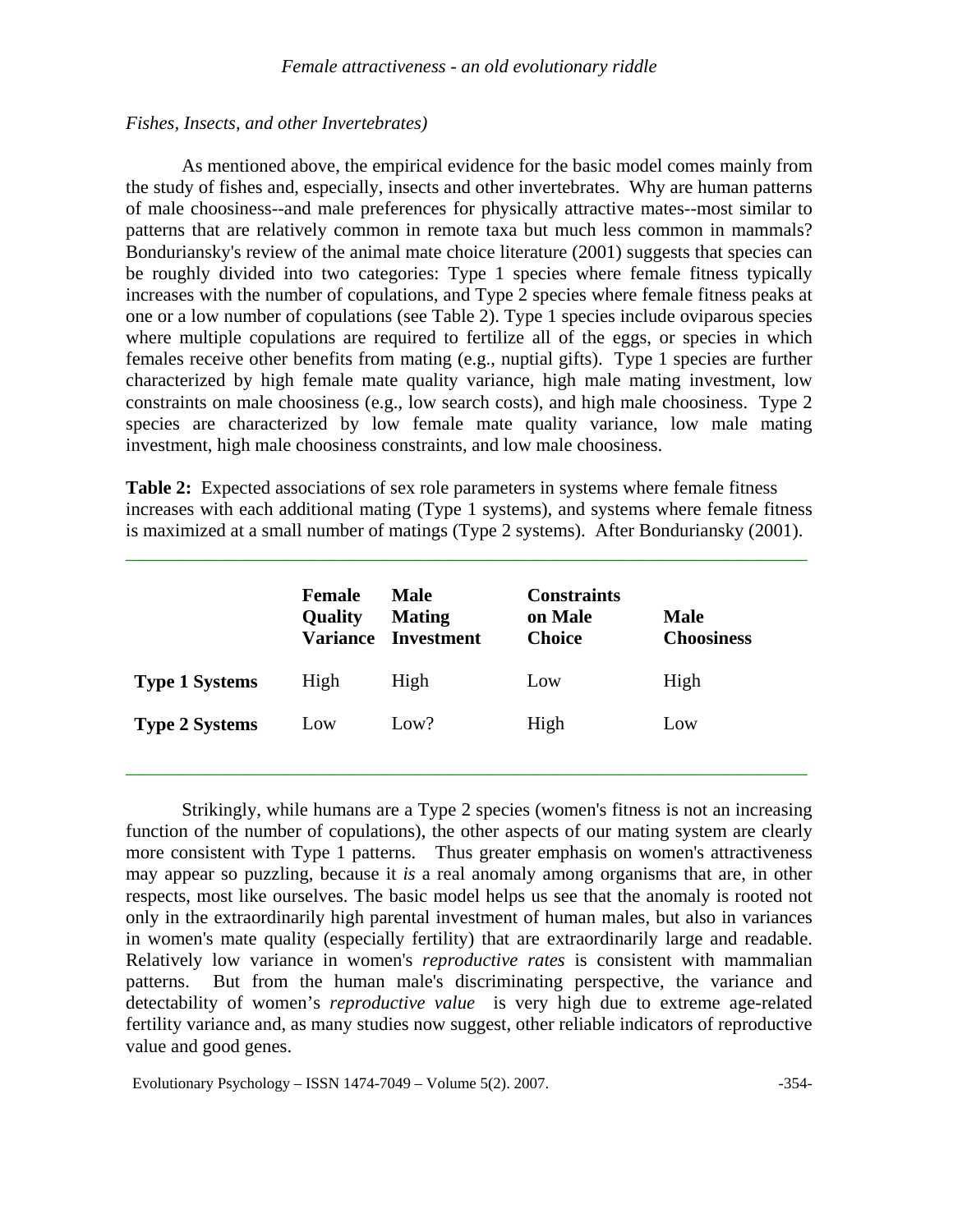*Fishes, Insects, and other Invertebrates)*

As mentioned above, the empirical evidence for the basic model comes mainly from the study of fishes and, especially, insects and other invertebrates. Why are human patterns of male choosiness--and male preferences for physically attractive mates--most similar to patterns that are relatively common in remote taxa but much less common in mammals? Bonduriansky's review of the animal mate choice literature (2001) suggests that species can be roughly divided into two categories: Type 1 species where female fitness typically increases with the number of copulations, and Type 2 species where female fitness peaks at one or a low number of copulations (see Table 2). Type 1 species include oviparous species where multiple copulations are required to fertilize all of the eggs, or species in which females receive other benefits from mating (e.g., nuptial gifts). Type 1 species are further characterized by high female mate quality variance, high male mating investment, low constraints on male choosiness (e.g., low search costs), and high male choosiness. Type 2 species are characterized by low female mate quality variance, low male mating investment, high male choosiness constraints, and low male choosiness.

**Table 2:** Expected associations of sex role parameters in systems where female fitness increases with each additional mating (Type 1 systems), and systems where female fitness is maximized at a small number of matings (Type 2 systems). After Bonduriansky (2001).

| | **Female Quality Variance** | **Male Mating Investment** | **Constraints on Male Choice** | **Male Choosiness** |
|---|---|---|---|---|
| **Type 1 Systems** | High | High | Low | High |
| **Type 2 Systems** | Low | Low? | High | Low |

Strikingly, while humans are a Type 2 species (women's fitness is not an increasing function of the number of copulations), the other aspects of our mating system are clearly more consistent with Type 1 patterns. Thus greater emphasis on women's attractiveness may appear so puzzling, because it *is* a real anomaly among organisms that are, in other respects, most like ourselves. The basic model helps us see that the anomaly is rooted not only in the extraordinarily high parental investment of human males, but also in variances in women's mate quality (especially fertility) that are extraordinarily large and readable. Relatively low variance in women's *reproductive rates* is consistent with mammalian patterns. But from the human male's discriminating perspective, the variance and detectability of women's *reproductive value* is very high due to extreme age-related fertility variance and, as many studies now suggest, other reliable indicators of reproductive value and good genes.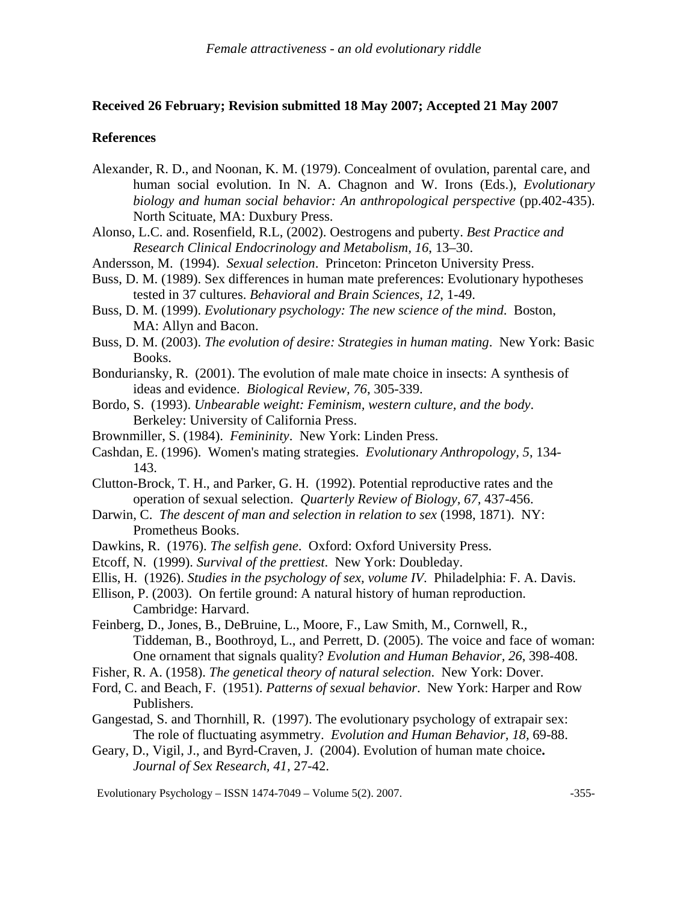**Received 26 February; Revision submitted 18 May 2007; Accepted 21 May 2007**

**References**

Alexander, R. D., and Noonan, K. M. (1979). Concealment of ovulation, parental care, and human social evolution. In N. A. Chagnon and W. Irons (Eds.), *Evolutionary biology and human social behavior: An anthropological perspective* (pp.402-435). North Scituate, MA: Duxbury Press.

Alonso, L.C. and. Rosenfield, R.L, (2002). Oestrogens and puberty. *Best Practice and Research Clinical Endocrinology and Metabolism, 16*, 13–30.

Andersson, M. (1994). *Sexual selection*. Princeton: Princeton University Press.

Buss, D. M. (1989). Sex differences in human mate preferences: Evolutionary hypotheses tested in 37 cultures. *Behavioral and Brain Sciences, 12*, 1-49.

Buss, D. M. (1999). *Evolutionary psychology: The new science of the mind*. Boston, MA: Allyn and Bacon.

Buss, D. M. (2003). *The evolution of desire: Strategies in human mating*. New York: Basic Books.

Bonduriansky, R. (2001). The evolution of male mate choice in insects: A synthesis of ideas and evidence. *Biological Review, 76*, 305-339.

Bordo, S. (1993). *Unbearable weight: Feminism, western culture, and the body*. Berkeley: University of California Press.

Brownmiller, S. (1984). *Femininity*. New York: Linden Press.

Cashdan, E. (1996). Women's mating strategies. *Evolutionary Anthropology, 5*, 134-143.

Clutton-Brock, T. H., and Parker, G. H. (1992). Potential reproductive rates and the operation of sexual selection. *Quarterly Review of Biology, 67*, 437-456.

Darwin, C. *The descent of man and selection in relation to sex* (1998, 1871). NY: Prometheus Books.

Dawkins, R. (1976). *The selfish gene*. Oxford: Oxford University Press.

Etcoff, N. (1999). *Survival of the prettiest*. New York: Doubleday.

Ellis, H. (1926). *Studies in the psychology of sex, volume IV*. Philadelphia: F. A. Davis.

Ellison, P. (2003). On fertile ground: A natural history of human reproduction. Cambridge: Harvard.

Feinberg, D., Jones, B., DeBruine, L., Moore, F., Law Smith, M., Cornwell, R., Tiddeman, B., Boothroyd, L., and Perrett, D. (2005). The voice and face of woman: One ornament that signals quality? *Evolution and Human Behavior, 26*, 398-408.

Fisher, R. A. (1958). *The genetical theory of natural selection*. New York: Dover.

Ford, C. and Beach, F. (1951). *Patterns of sexual behavior*. New York: Harper and Row Publishers.

Gangestad, S. and Thornhill, R. (1997). The evolutionary psychology of extrapair sex: The role of fluctuating asymmetry. *Evolution and Human Behavior, 18*, 69-88.

Geary, D., Vigil, J., and Byrd-Craven, J. (2004). Evolution of human mate choice**.** *Journal of Sex Research, 41*, 27-42.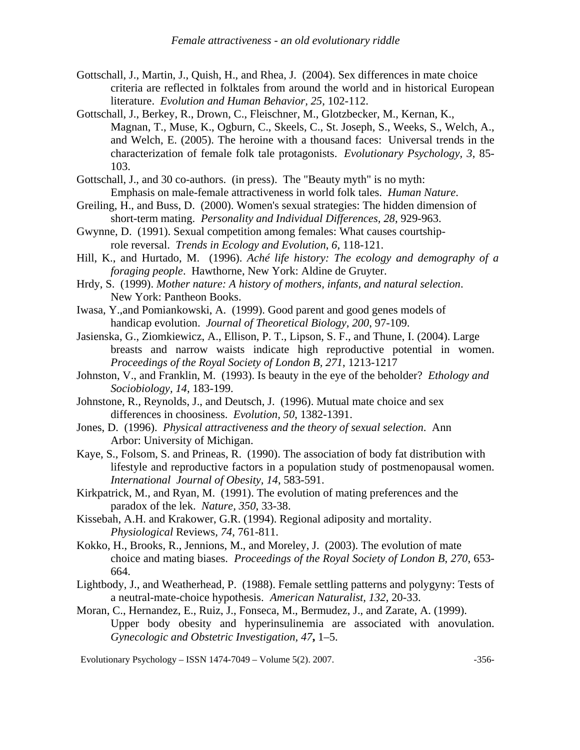Gottschall, J., Martin, J., Quish, H., and Rhea, J. (2004). Sex differences in mate choice criteria are reflected in folktales from around the world and in historical European literature. *Evolution and Human Behavior, 25*, 102-112.

Gottschall, J., Berkey, R., Drown, C., Fleischner, M., Glotzbecker, M., Kernan, K., Magnan, T., Muse, K., Ogburn, C., Skeels, C., St. Joseph, S., Weeks, S., Welch, A., and Welch, E. (2005). The heroine with a thousand faces: Universal trends in the characterization of female folk tale protagonists. *Evolutionary Psychology, 3*, 85-103.

Gottschall, J., and 30 co-authors. (in press). The "Beauty myth" is no myth: Emphasis on male-female attractiveness in world folk tales. *Human Nature*.

Greiling, H., and Buss, D. (2000). Women's sexual strategies: The hidden dimension of short-term mating. *Personality and Individual Differences, 28*, 929-963.

Gwynne, D. (1991). Sexual competition among females: What causes courtship-role reversal. *Trends in Ecology and Evolution*, *6*, 118-121.

Hill, K., and Hurtado, M. (1996). *Aché life history: The ecology and demography of a foraging people*. Hawthorne, New York: Aldine de Gruyter.

Hrdy, S. (1999). *Mother nature: A history of mothers, infants, and natural selection*. New York: Pantheon Books.

Iwasa, Y.,and Pomiankowski, A. (1999). Good parent and good genes models of handicap evolution. *Journal of Theoretical Biology, 200*, 97-109.

Jasienska, G., Ziomkiewicz, A., Ellison, P. T., Lipson, S. F., and Thune, I. (2004). Large breasts and narrow waists indicate high reproductive potential in women. *Proceedings of the Royal Society of London B, 271*, 1213-1217

Johnston, V., and Franklin, M. (1993). Is beauty in the eye of the beholder? *Ethology and Sociobiology, 14*, 183-199.

Johnstone, R., Reynolds, J., and Deutsch, J. (1996). Mutual mate choice and sex differences in choosiness. *Evolution, 50*, 1382-1391.

Jones, D. (1996). *Physical attractiveness and the theory of sexual selection*. Ann Arbor: University of Michigan.

Kaye, S., Folsom, S. and Prineas, R. (1990). The association of body fat distribution with lifestyle and reproductive factors in a population study of postmenopausal women. *International Journal of Obesity, 14*, 583-591.

Kirkpatrick, M., and Ryan, M. (1991). The evolution of mating preferences and the paradox of the lek. *Nature, 350*, 33-38.

Kissebah, A.H. and Krakower, G.R. (1994). Regional adiposity and mortality. *Physiological* Reviews, *74*, 761-811.

Kokko, H., Brooks, R., Jennions, M., and Moreley, J. (2003). The evolution of mate choice and mating biases. *Proceedings of the Royal Society of London B, 270*, 653-664.

Lightbody, J., and Weatherhead, P. (1988). Female settling patterns and polygyny: Tests of a neutral-mate-choice hypothesis. *American Naturalist, 132*, 20-33.

Moran, C., Hernandez, E., Ruiz, J., Fonseca, M., Bermudez, J., and Zarate, A. (1999). Upper body obesity and hyperinsulinemia are associated with anovulation. *Gynecologic and Obstetric Investigation, 47***,** 1–5.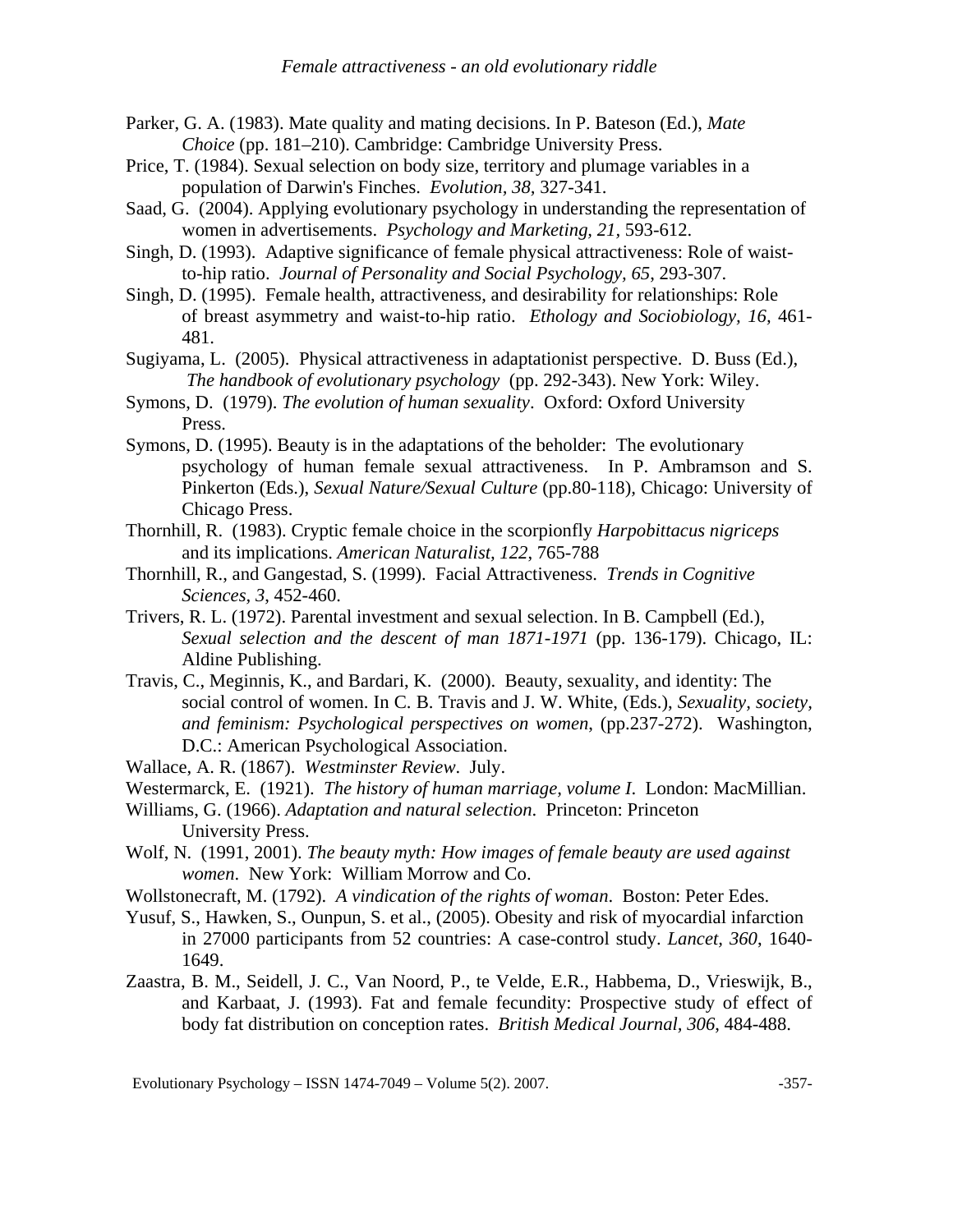Parker, G. A. (1983). Mate quality and mating decisions. In P. Bateson (Ed.), *Mate Choice* (pp. 181–210). Cambridge: Cambridge University Press.

Price, T. (1984). Sexual selection on body size, territory and plumage variables in a population of Darwin's Finches. *Evolution*, *38*, 327-341.

Saad, G. (2004). Applying evolutionary psychology in understanding the representation of women in advertisements. *Psychology and Marketing, 21*, 593-612.

Singh, D. (1993). Adaptive significance of female physical attractiveness: Role of waist-to-hip ratio. *Journal of Personality and Social Psychology, 65*, 293-307.

Singh, D. (1995). Female health, attractiveness, and desirability for relationships: Role of breast asymmetry and waist-to-hip ratio. *Ethology and Sociobiology, 16*, 461-481.

Sugiyama, L. (2005). Physical attractiveness in adaptationist perspective. D. Buss (Ed.), *The handbook of evolutionary psychology* (pp. 292-343). New York: Wiley.

Symons, D. (1979). *The evolution of human sexuality*. Oxford: Oxford University Press.

Symons, D. (1995). Beauty is in the adaptations of the beholder: The evolutionary psychology of human female sexual attractiveness. In P. Ambramson and S. Pinkerton (Eds.), *Sexual Nature/Sexual Culture* (pp.80-118), Chicago: University of Chicago Press.

Thornhill, R. (1983). Cryptic female choice in the scorpionfly *Harpobittacus nigriceps* and its implications. *American Naturalist*, *122*, 765-788

Thornhill, R., and Gangestad, S. (1999). Facial Attractiveness. *Trends in Cognitive Sciences, 3*, 452-460.

Trivers, R. L. (1972). Parental investment and sexual selection. In B. Campbell (Ed.), *Sexual selection and the descent of man 1871-1971* (pp. 136-179). Chicago, IL: Aldine Publishing.

Travis, C., Meginnis, K., and Bardari, K. (2000). Beauty, sexuality, and identity: The social control of women. In C. B. Travis and J. W. White, (Eds.), *Sexuality, society, and feminism: Psychological perspectives on women*, (pp.237-272). Washington, D.C.: American Psychological Association.

Wallace, A. R. (1867). *Westminster Review*. July.

Westermarck, E. (1921). *The history of human marriage, volume I*. London: MacMillian.

Williams, G. (1966). *Adaptation and natural selection*. Princeton: Princeton University Press.

Wolf, N. (1991, 2001). *The beauty myth: How images of female beauty are used against women*. New York: William Morrow and Co.

Wollstonecraft, M. (1792). *A vindication of the rights of woman*. Boston: Peter Edes.

Yusuf, S., Hawken, S., Ounpun, S. et al., (2005). Obesity and risk of myocardial infarction in 27000 participants from 52 countries: A case-control study. *Lancet, 360*, 1640-1649.

Zaastra, B. M., Seidell, J. C., Van Noord, P., te Velde, E.R., Habbema, D., Vrieswijk, B., and Karbaat, J. (1993). Fat and female fecundity: Prospective study of effect of body fat distribution on conception rates. *British Medical Journal*, *306*, 484-488.